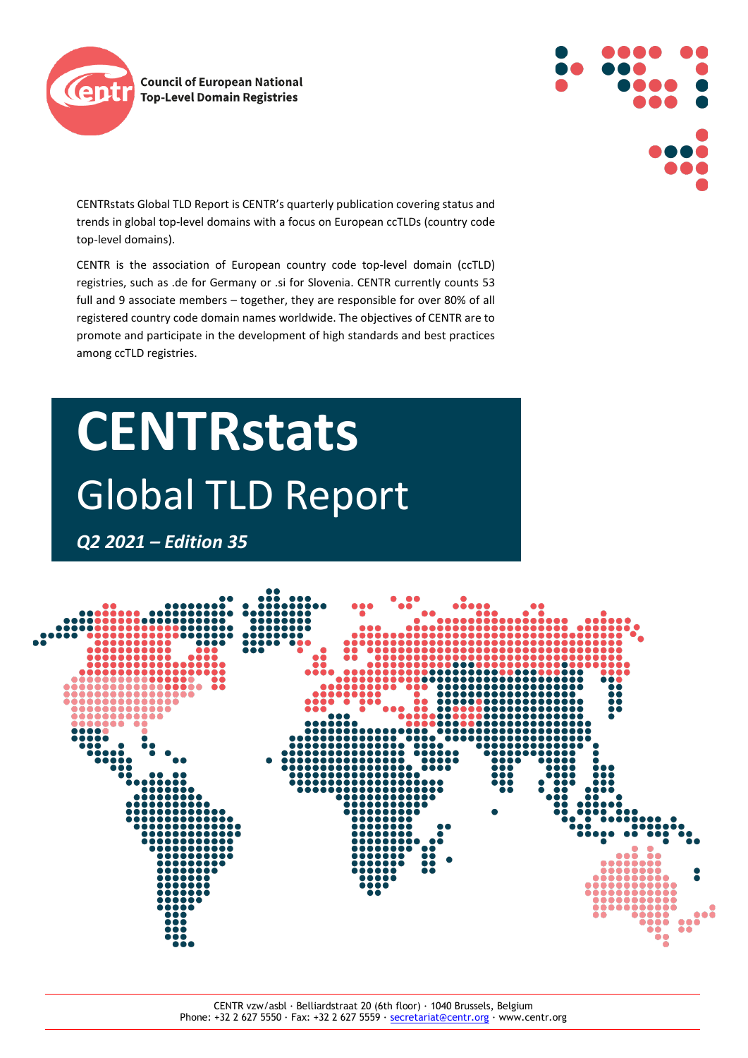Council of European National Top-Level Domain Registries

CENTRstats Global TLD Report is CENTR's quarterly publication covering status and trends in global top-level domains with a focus on European ccTLDs (country code top-level domains).

CENTR is the association of European country code top-level domain (ccTLD) registries, such as .de for Germany or .si for Slovenia. CENTR currently counts 53 full and 9 associate members – together, they are responsible for over 80% of all registered country code domain names worldwide. The objectives of CENTR are to promote and participate in the development of high standards and best practices among ccTLD registries.

# CENTRstats

## Global TLD Report

***Q2 2021 – Edition 35***

CENTR vzw/asbl · Belliardstraat 20 (6th floor) · 1040 Brussels, Belgium
Phone: +32 2 627 5550 · Fax: +32 2 627 5559 · secretariat@centr.org · www.centr.org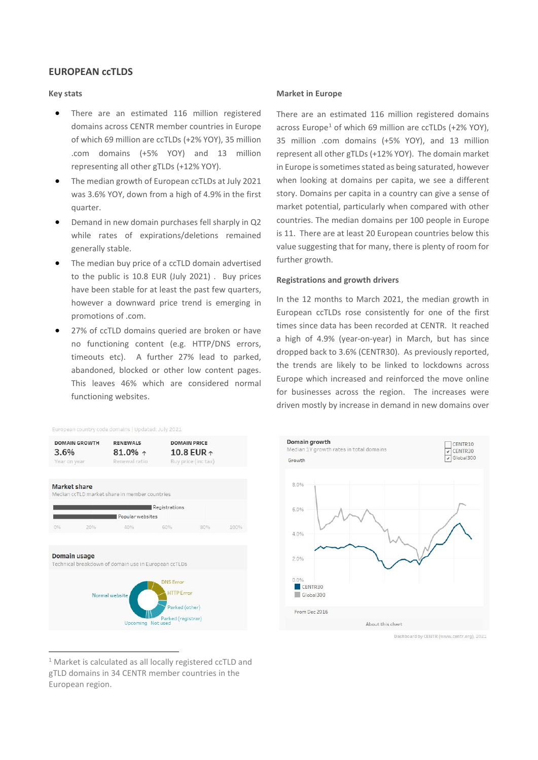## EUROPEAN ccTLDS

### Key stats

- There are an estimated 116 million registered domains across CENTR member countries in Europe of which 69 million are ccTLDs (+2% YOY), 35 million .com domains (+5% YOY) and 13 million representing all other gTLDs (+12% YOY).
- The median growth of European ccTLDs at July 2021 was 3.6% YOY, down from a high of 4.9% in the first quarter.
- Demand in new domain purchases fell sharply in Q2 while rates of expirations/deletions remained generally stable.
- The median buy price of a ccTLD domain advertised to the public is 10.8 EUR (July 2021) . Buy prices have been stable for at least the past few quarters, however a downward price trend is emerging in promotions of .com.
- 27% of ccTLD domains queried are broken or have no functioning content (e.g. HTTP/DNS errors, timeouts etc). A further 27% lead to parked, abandoned, blocked or other low content pages. This leaves 46% which are considered normal functioning websites.

European country code domains | Updated: July 2021

| DOMAIN GROWTH | RENEWALS | DOMAIN PRICE |
| --- | --- | --- |
| 3.6% | 81.0% ↑ | 10.8 EUR ↑ |
| Year on year | Renewal ratio | Buy price (inc tax) |

**Market share**
Median ccTLD market share in member countries

Registrations / Popular websites

**Domain usage**
Technical breakdown of domain use in European ccTLDs

Normal website, DNS Error, HTTP Error, Parked (other), Parked (registrar), Upcoming, Not used

### Market in Europe

There are an estimated 116 million registered domains across Europe[1] of which 69 million are ccTLDs (+2% YOY), 35 million .com domains (+5% YOY), and 13 million represent all other gTLDs (+12% YOY). The domain market in Europe is sometimes stated as being saturated, however when looking at domains per capita, we see a different story. Domains per capita in a country can give a sense of market potential, particularly when compared with other countries. The median domains per 100 people in Europe is 11. There are at least 20 European countries below this value suggesting that for many, there is plenty of room for further growth.

### Registrations and growth drivers

In the 12 months to March 2021, the median growth in European ccTLDs rose consistently for one of the first times since data has been recorded at CENTR. It reached a high of 4.9% (year-on-year) in March, but has since dropped back to 3.6% (CENTR30). As previously reported, the trends are likely to be linked to lockdowns across Europe which increased and reinforced the move online for businesses across the region. The increases were driven mostly by increase in demand in new domains over

**Domain growth**
Median 1Y growth rates in total domains

Growth

CENTR10 / CENTR30 / Global300

From Dec 2016

About this chart

Dashboard by CENTR (www.centr.org), 2021

[1] Market is calculated as all locally registered ccTLD and gTLD domains in 34 CENTR member countries in the European region.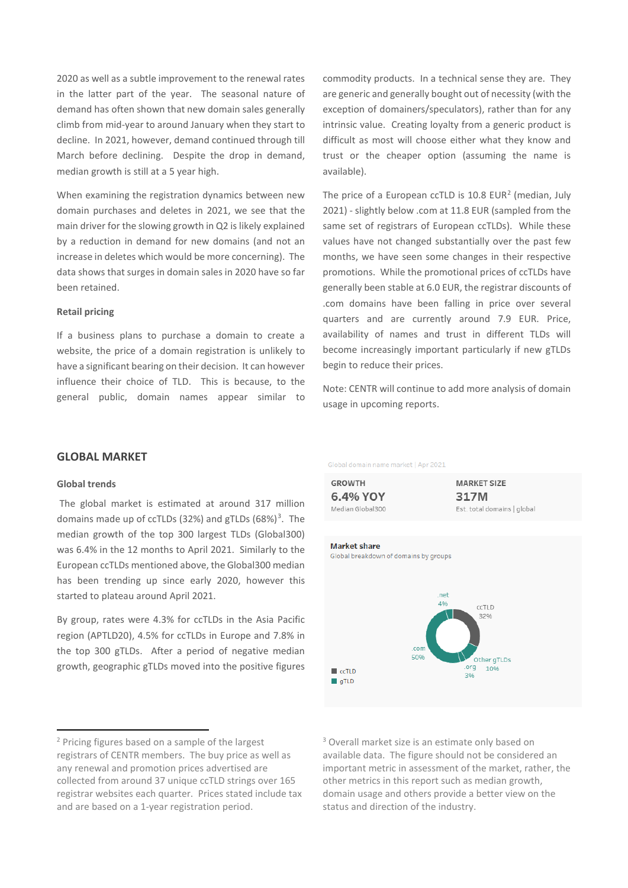2020 as well as a subtle improvement to the renewal rates in the latter part of the year. The seasonal nature of demand has often shown that new domain sales generally climb from mid-year to around January when they start to decline. In 2021, however, demand continued through till March before declining. Despite the drop in demand, median growth is still at a 5 year high.

When examining the registration dynamics between new domain purchases and deletes in 2021, we see that the main driver for the slowing growth in Q2 is likely explained by a reduction in demand for new domains (and not an increase in deletes which would be more concerning). The data shows that surges in domain sales in 2020 have so far been retained.

### Retail pricing

If a business plans to purchase a domain to create a website, the price of a domain registration is unlikely to have a significant bearing on their decision. It can however influence their choice of TLD. This is because, to the general public, domain names appear similar to commodity products. In a technical sense they are. They are generic and generally bought out of necessity (with the exception of domainers/speculators), rather than for any intrinsic value. Creating loyalty from a generic product is difficult as most will choose either what they know and trust or the cheaper option (assuming the name is available).

The price of a European ccTLD is 10.8 EUR[2] (median, July 2021) - slightly below .com at 11.8 EUR (sampled from the same set of registrars of European ccTLDs). While these values have not changed substantially over the past few months, we have seen some changes in their respective promotions. While the promotional prices of ccTLDs have generally been stable at 6.0 EUR, the registrar discounts of .com domains have been falling in price over several quarters and are currently around 7.9 EUR. Price, availability of names and trust in different TLDs will become increasingly important particularly if new gTLDs begin to reduce their prices.

Note: CENTR will continue to add more analysis of domain usage in upcoming reports.

## GLOBAL MARKET

### Global trends

The global market is estimated at around 317 million domains made up of ccTLDs (32%) and gTLDs (68%)[3]. The median growth of the top 300 largest TLDs (Global300) was 6.4% in the 12 months to April 2021. Similarly to the European ccTLDs mentioned above, the Global300 median has been trending up since early 2020, however this started to plateau around April 2021.

By group, rates were 4.3% for ccTLDs in the Asia Pacific region (APTLD20), 4.5% for ccTLDs in Europe and 7.8% in the top 300 gTLDs. After a period of negative median growth, geographic gTLDs moved into the positive figures

Global domain name market | Apr 2021

| GROWTH | MARKET SIZE |
|---|---|
| 6.4% YOY | 317M |
| Median Global300 | Est. total domains \| global |

**Market share**
Global breakdown of domains by groups

| Group | Share |
|---|---|
| ccTLD | 32% |
| .com | 50% |
| .net | 4% |
| .org | 3% |
| Other gTLDs | 10% |

Legend: ccTLD, gTLD

[2] Pricing figures based on a sample of the largest registrars of CENTR members. The buy price as well as any renewal and promotion prices advertised are collected from around 37 unique ccTLD strings over 165 registrar websites each quarter. Prices stated include tax and are based on a 1-year registration period.

[3] Overall market size is an estimate only based on available data. The figure should not be considered an important metric in assessment of the market, rather, the other metrics in this report such as median growth, domain usage and others provide a better view on the status and direction of the industry.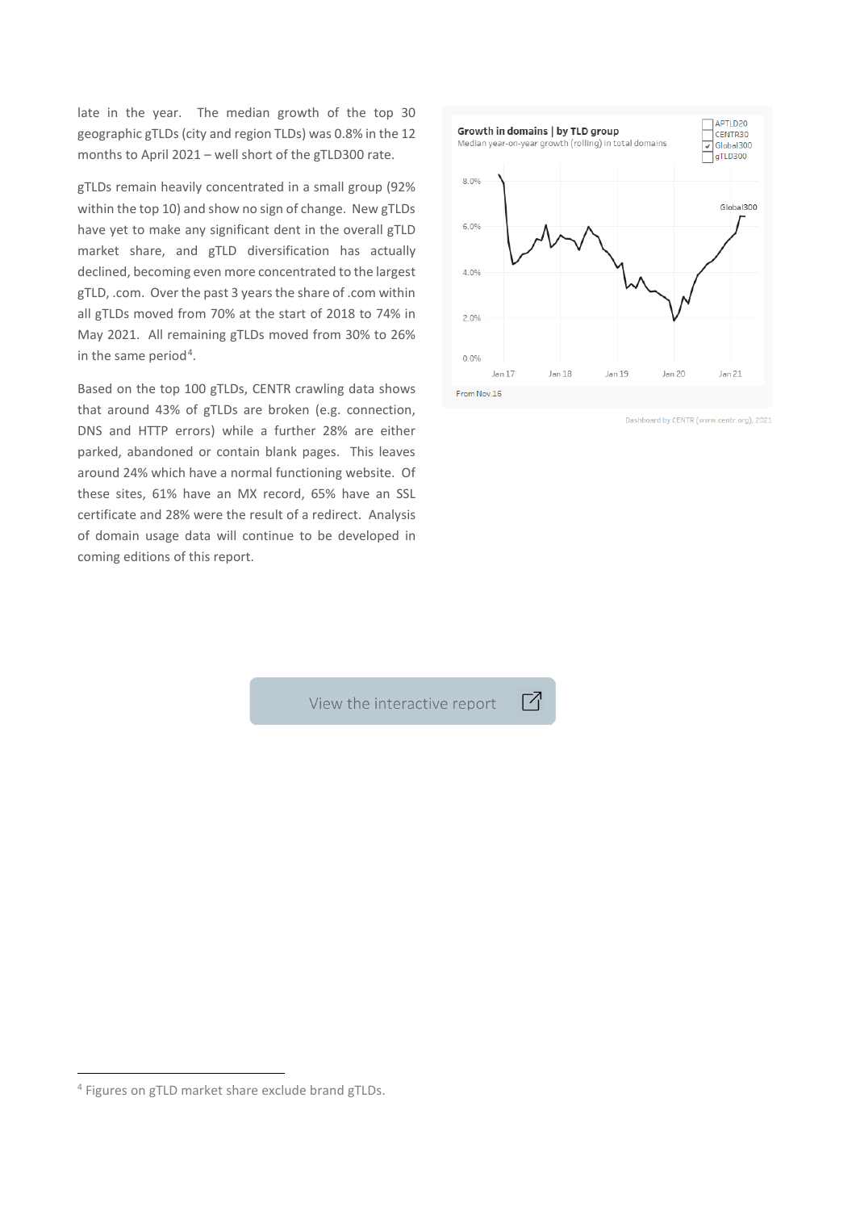late in the year. The median growth of the top 30 geographic gTLDs (city and region TLDs) was 0.8% in the 12 months to April 2021 – well short of the gTLD300 rate.

gTLDs remain heavily concentrated in a small group (92% within the top 10) and show no sign of change. New gTLDs have yet to make any significant dent in the overall gTLD market share, and gTLD diversification has actually declined, becoming even more concentrated to the largest gTLD, .com. Over the past 3 years the share of .com within all gTLDs moved from 70% at the start of 2018 to 74% in May 2021. All remaining gTLDs moved from 30% to 26% in the same period[4].

Based on the top 100 gTLDs, CENTR crawling data shows that around 43% of gTLDs are broken (e.g. connection, DNS and HTTP errors) while a further 28% are either parked, abandoned or contain blank pages. This leaves around 24% which have a normal functioning website. Of these sites, 61% have an MX record, 65% have an SSL certificate and 28% were the result of a redirect. Analysis of domain usage data will continue to be developed in coming editions of this report.

**Growth in domains | by TLD group**
Median year-on-year growth (rolling) in total domains

From Nov 16

Dashboard by CENTR (www.centr.org), 2021

View the interactive report

[4] Figures on gTLD market share exclude brand gTLDs.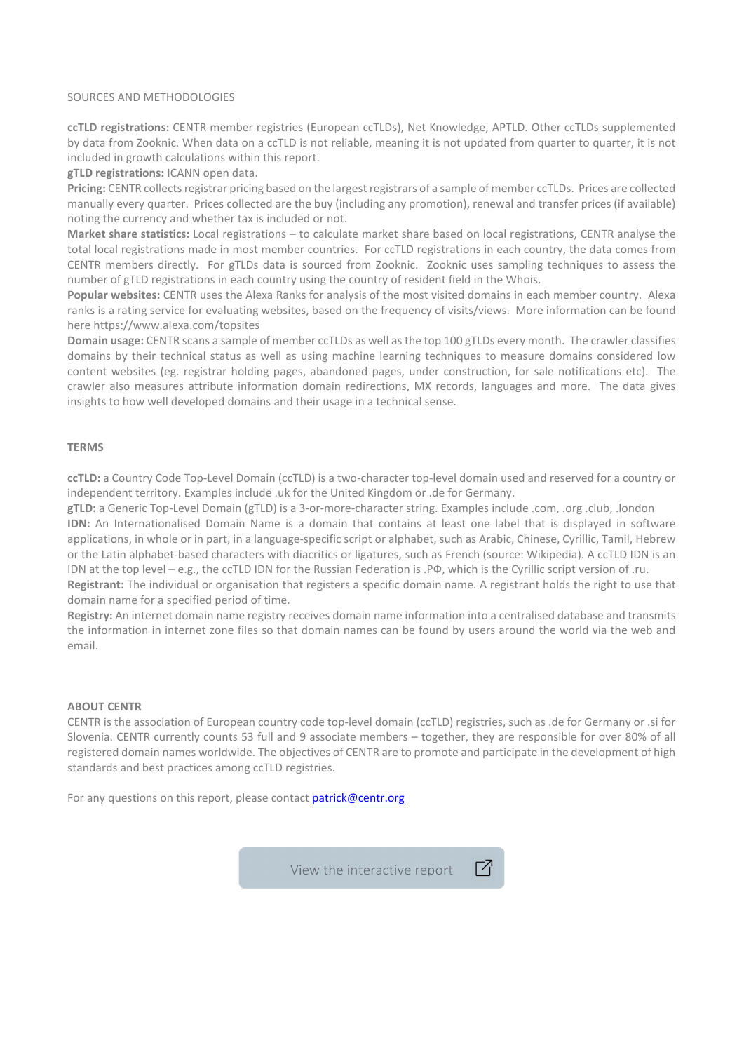## SOURCES AND METHODOLOGIES

**ccTLD registrations:** CENTR member registries (European ccTLDs), Net Knowledge, APTLD. Other ccTLDs supplemented by data from Zooknic. When data on a ccTLD is not reliable, meaning it is not updated from quarter to quarter, it is not included in growth calculations within this report.

**gTLD registrations:** ICANN open data.

**Pricing:** CENTR collects registrar pricing based on the largest registrars of a sample of member ccTLDs. Prices are collected manually every quarter. Prices collected are the buy (including any promotion), renewal and transfer prices (if available) noting the currency and whether tax is included or not.

**Market share statistics:** Local registrations – to calculate market share based on local registrations, CENTR analyse the total local registrations made in most member countries. For ccTLD registrations in each country, the data comes from CENTR members directly. For gTLDs data is sourced from Zooknic. Zooknic uses sampling techniques to assess the number of gTLD registrations in each country using the country of resident field in the Whois.

**Popular websites:** CENTR uses the Alexa Ranks for analysis of the most visited domains in each member country. Alexa ranks is a rating service for evaluating websites, based on the frequency of visits/views. More information can be found here https://www.alexa.com/topsites

**Domain usage:** CENTR scans a sample of member ccTLDs as well as the top 100 gTLDs every month. The crawler classifies domains by their technical status as well as using machine learning techniques to measure domains considered low content websites (eg. registrar holding pages, abandoned pages, under construction, for sale notifications etc). The crawler also measures attribute information domain redirections, MX records, languages and more. The data gives insights to how well developed domains and their usage in a technical sense.

## TERMS

**ccTLD:** a Country Code Top-Level Domain (ccTLD) is a two-character top-level domain used and reserved for a country or independent territory. Examples include .uk for the United Kingdom or .de for Germany.

**gTLD:** a Generic Top-Level Domain (gTLD) is a 3-or-more-character string. Examples include .com, .org .club, .london

**IDN:** An Internationalised Domain Name is a domain that contains at least one label that is displayed in software applications, in whole or in part, in a language-specific script or alphabet, such as Arabic, Chinese, Cyrillic, Tamil, Hebrew or the Latin alphabet-based characters with diacritics or ligatures, such as French (source: Wikipedia). A ccTLD IDN is an IDN at the top level – e.g., the ccTLD IDN for the Russian Federation is .РФ, which is the Cyrillic script version of .ru.

**Registrant:** The individual or organisation that registers a specific domain name. A registrant holds the right to use that domain name for a specified period of time.

**Registry:** An internet domain name registry receives domain name information into a centralised database and transmits the information in internet zone files so that domain names can be found by users around the world via the web and email.

## ABOUT CENTR

CENTR is the association of European country code top-level domain (ccTLD) registries, such as .de for Germany or .si for Slovenia. CENTR currently counts 53 full and 9 associate members – together, they are responsible for over 80% of all registered domain names worldwide. The objectives of CENTR are to promote and participate in the development of high standards and best practices among ccTLD registries.

For any questions on this report, please contact patrick@centr.org

View the interactive report